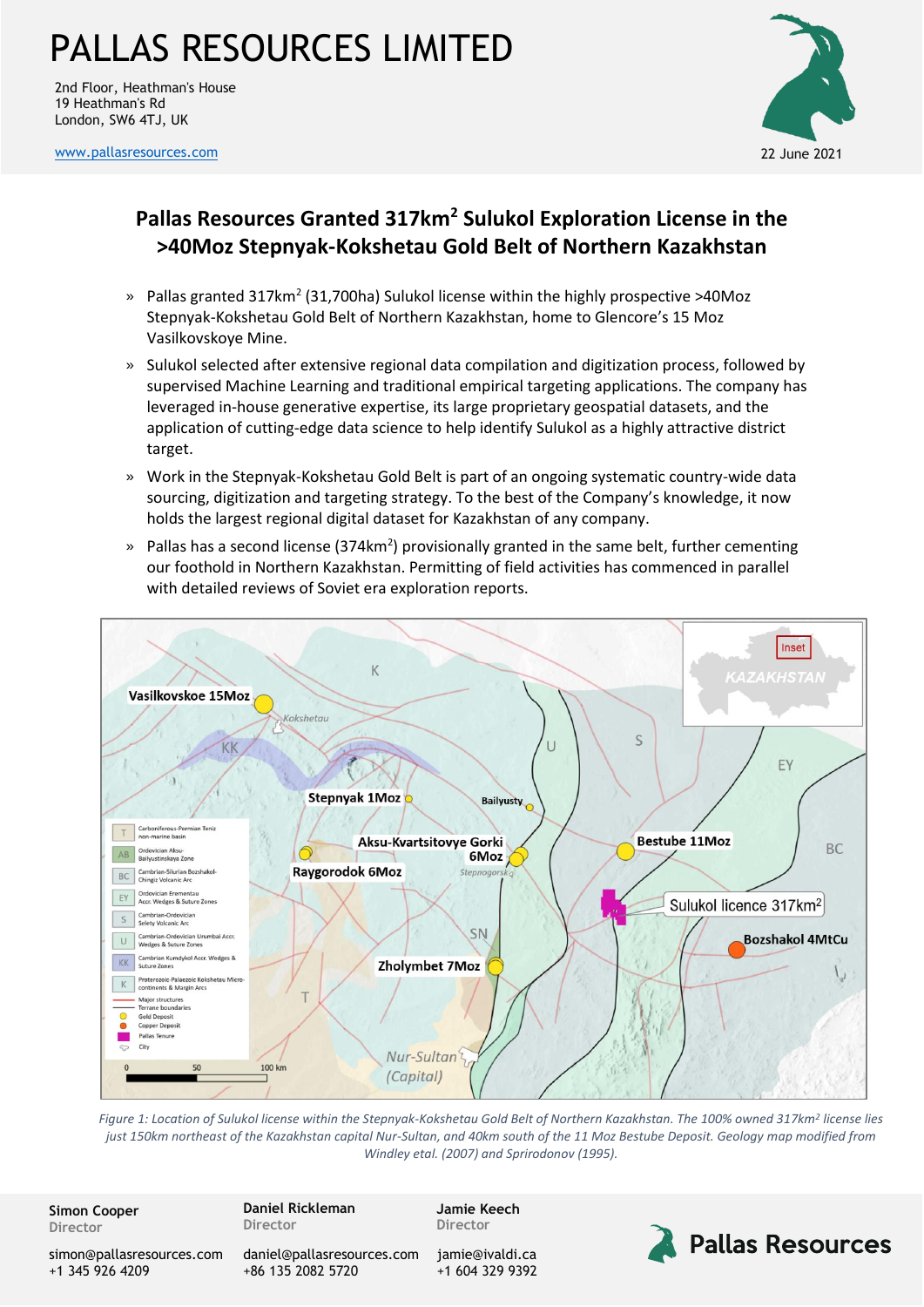# PALLAS RESOURCES LIMITED

2nd Floor, Heathman's House
19 Heathman's Rd
London, SW6 4TJ, UK

www.pallasresources.com

22 June 2021

## Pallas Resources Granted 317km$^2$ Sulukol Exploration License in the >40Moz Stepnyak-Kokshetau Gold Belt of Northern Kazakhstan

- Pallas granted 317km$^2$ (31,700ha) Sulukol license within the highly prospective >40Moz Stepnyak-Kokshetau Gold Belt of Northern Kazakhstan, home to Glencore's 15 Moz Vasilkovskoye Mine.
- Sulukol selected after extensive regional data compilation and digitization process, followed by supervised Machine Learning and traditional empirical targeting applications. The company has leveraged in-house generative expertise, its large proprietary geospatial datasets, and the application of cutting-edge data science to help identify Sulukol as a highly attractive district target.
- Work in the Stepnyak-Kokshetau Gold Belt is part of an ongoing systematic country-wide data sourcing, digitization and targeting strategy. To the best of the Company's knowledge, it now holds the largest regional digital dataset for Kazakhstan of any company.
- Pallas has a second license (374km$^2$) provisionally granted in the same belt, further cementing our foothold in Northern Kazakhstan. Permitting of field activities has commenced in parallel with detailed reviews of Soviet era exploration reports.

*Figure 1: Location of Sulukol license within the Stepnyak-Kokshetau Gold Belt of Northern Kazakhstan. The 100% owned 317km$^2$ license lies just 150km northeast of the Kazakhstan capital Nur-Sultan, and 40km south of the 11 Moz Bestube Deposit. Geology map modified from Windley etal. (2007) and Sprirodonov (1995).*

**Simon Cooper**
Director
simon@pallasresources.com
+1 345 926 4209

**Daniel Rickleman**
Director
daniel@pallasresources.com
+86 135 2082 5720

**Jamie Keech**
Director
jamie@ivaldi.ca
+1 604 329 9392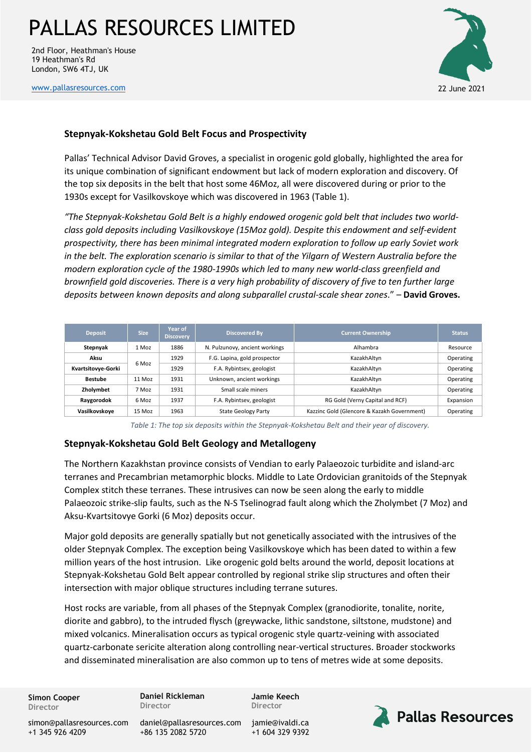## Stepnyak-Kokshetau Gold Belt Focus and Prospectivity

Pallas' Technical Advisor David Groves, a specialist in orogenic gold globally, highlighted the area for its unique combination of significant endowment but lack of modern exploration and discovery. Of the top six deposits in the belt that host some 46Moz, all were discovered during or prior to the 1930s except for Vasilkovskoye which was discovered in 1963 (Table 1).

*"The Stepnyak-Kokshetau Gold Belt is a highly endowed orogenic gold belt that includes two world-class gold deposits including Vasilkovskoye (15Moz gold). Despite this endowment and self-evident prospectivity, there has been minimal integrated modern exploration to follow up early Soviet work in the belt. The exploration scenario is similar to that of the Yilgarn of Western Australia before the modern exploration cycle of the 1980-1990s which led to many new world-class greenfield and brownfield gold discoveries. There is a very high probability of discovery of five to ten further large deposits between known deposits and along subparallel crustal-scale shear zones."* – **David Groves.**

| Deposit | Size | Year of Discovery | Discovered By | Current Ownership | Status |
|---|---|---|---|---|---|
| **Stepnyak** | 1 Moz | 1886 | N. Pulzunovy, ancient workings | Alhambra | Resource |
| **Aksu** | 6 Moz | 1929 | F.G. Lapina, gold prospector | KazakhAltyn | Operating |
| **Kvartsitovye-Gorki** | | 1929 | F.A. Rybintsev, geologist | KazakhAltyn | Operating |
| **Bestube** | 11 Moz | 1931 | Unknown, ancient workings | KazakhAltyn | Operating |
| **Zholymbet** | 7 Moz | 1931 | Small scale miners | KazakhAltyn | Operating |
| **Raygorodok** | 6 Moz | 1937 | F.A. Rybintsev, geologist | RG Gold (Verny Capital and RCF) | Expansion |
| **Vasilkovskoye** | 15 Moz | 1963 | State Geology Party | Kazzinc Gold (Glencore & Kazakh Government) | Operating |

*Table 1: The top six deposits within the Stepnyak-Kokshetau Belt and their year of discovery.*

## Stepnyak-Kokshetau Gold Belt Geology and Metallogeny

The Northern Kazakhstan province consists of Vendian to early Palaeozoic turbidite and island-arc terranes and Precambrian metamorphic blocks. Middle to Late Ordovician granitoids of the Stepnyak Complex stitch these terranes. These intrusives can now be seen along the early to middle Palaeozoic strike-slip faults, such as the N-S Tselinograd fault along which the Zholymbet (7 Moz) and Aksu-Kvartsitovye Gorki (6 Moz) deposits occur.

Major gold deposits are generally spatially but not genetically associated with the intrusives of the older Stepnyak Complex. The exception being Vasilkovskoye which has been dated to within a few million years of the host intrusion. Like orogenic gold belts around the world, deposit locations at Stepnyak-Kokshetau Gold Belt appear controlled by regional strike slip structures and often their intersection with major oblique structures including terrane sutures.

Host rocks are variable, from all phases of the Stepnyak Complex (granodiorite, tonalite, norite, diorite and gabbro), to the intruded flysch (greywacke, lithic sandstone, siltstone, mudstone) and mixed volcanics. Mineralisation occurs as typical orogenic style quartz-veining with associated quartz-carbonate sericite alteration along controlling near-vertical structures. Broader stockworks and disseminated mineralisation are also common up to tens of metres wide at some deposits.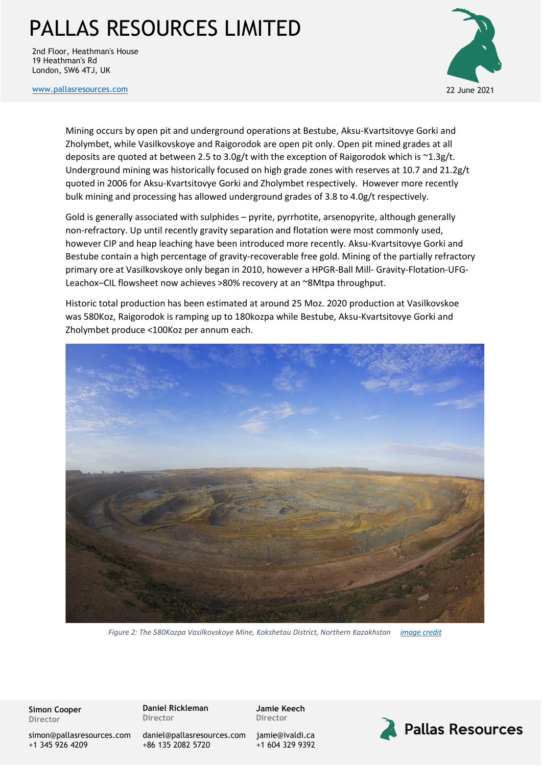Mining occurs by open pit and underground operations at Bestube, Aksu-Kvartsitovye Gorki and Zholymbet, while Vasilkovskoye and Raigorodok are open pit only. Open pit mined grades at all deposits are quoted at between 2.5 to 3.0g/t with the exception of Raigorodok which is ~1.3g/t. Underground mining was historically focused on high grade zones with reserves at 10.7 and 21.2g/t quoted in 2006 for Aksu-Kvartsitovye Gorki and Zholymbet respectively. However more recently bulk mining and processing has allowed underground grades of 3.8 to 4.0g/t respectively.

Gold is generally associated with sulphides – pyrite, pyrrhotite, arsenopyrite, although generally non-refractory. Up until recently gravity separation and flotation were most commonly used, however CIP and heap leaching have been introduced more recently. Aksu-Kvartsitovye Gorki and Bestube contain a high percentage of gravity-recoverable free gold. Mining of the partially refractory primary ore at Vasilkovskoye only began in 2010, however a HPGR-Ball Mill- Gravity-Flotation-UFG-Leachox–CIL flowsheet now achieves >80% recovery at an ~8Mtpa throughput.

Historic total production has been estimated at around 25 Moz. 2020 production at Vasilkovskoe was 580Koz, Raigorodok is ramping up to 180kozpa while Bestube, Aksu-Kvartsitovye Gorki and Zholymbet produce <100Koz per annum each.

*Figure 2: The 580Kozpa Vasilkovskoye Mine, Kokshetau District, Northern Kazakhstan* [image credit]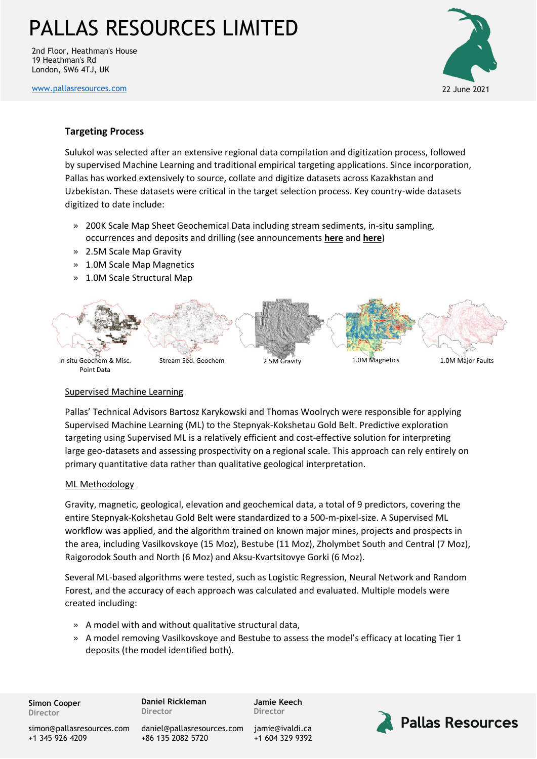### Targeting Process

Sulukol was selected after an extensive regional data compilation and digitization process, followed by supervised Machine Learning and traditional empirical targeting applications. Since incorporation, Pallas has worked extensively to source, collate and digitize datasets across Kazakhstan and Uzbekistan. These datasets were critical in the target selection process. Key country-wide datasets digitized to date include:

- 200K Scale Map Sheet Geochemical Data including stream sediments, in-situ sampling, occurrences and deposits and drilling (see announcements **here** and **here**)
- 2.5M Scale Map Gravity
- 1.0M Scale Map Magnetics
- 1.0M Scale Structural Map

In-situ Geochem & Misc. Point Data | Stream Sed. Geochem | 2.5M Gravity | 1.0M Magnetics | 1.0M Major Faults

#### Supervised Machine Learning

Pallas' Technical Advisors Bartosz Karykowski and Thomas Woolrych were responsible for applying Supervised Machine Learning (ML) to the Stepnyak-Kokshetau Gold Belt. Predictive exploration targeting using Supervised ML is a relatively efficient and cost-effective solution for interpreting large geo-datasets and assessing prospectivity on a regional scale. This approach can rely entirely on primary quantitative data rather than qualitative geological interpretation.

#### ML Methodology

Gravity, magnetic, geological, elevation and geochemical data, a total of 9 predictors, covering the entire Stepnyak-Kokshetau Gold Belt were standardized to a 500-m-pixel-size. A Supervised ML workflow was applied, and the algorithm trained on known major mines, projects and prospects in the area, including Vasilkovskoye (15 Moz), Bestube (11 Moz), Zholymbet South and Central (7 Moz), Raigorodok South and North (6 Moz) and Aksu-Kvartsitovye Gorki (6 Moz).

Several ML-based algorithms were tested, such as Logistic Regression, Neural Network and Random Forest, and the accuracy of each approach was calculated and evaluated. Multiple models were created including:

- A model with and without qualitative structural data,
- A model removing Vasilkovskoye and Bestube to assess the model's efficacy at locating Tier 1 deposits (the model identified both).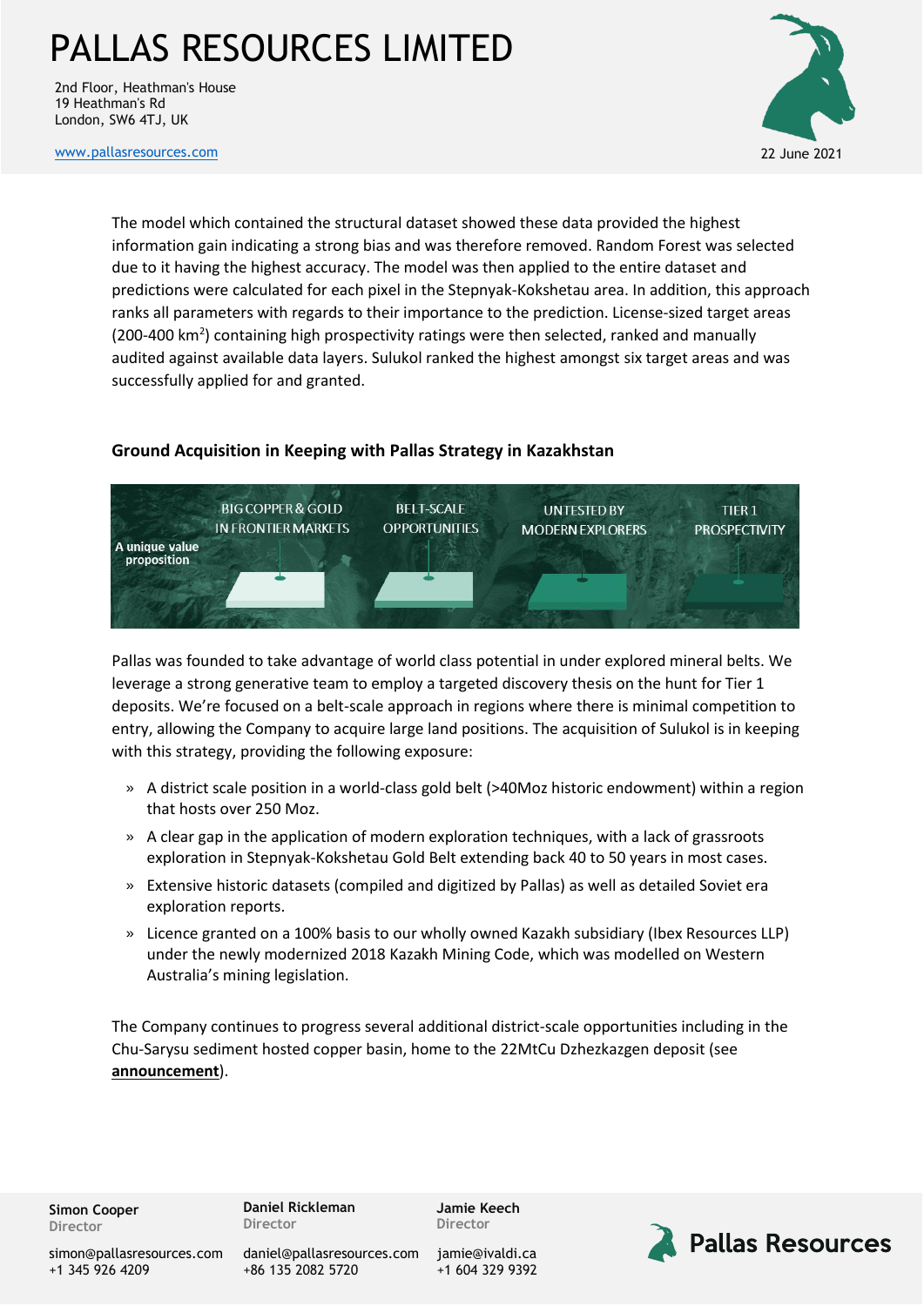The model which contained the structural dataset showed these data provided the highest information gain indicating a strong bias and was therefore removed. Random Forest was selected due to it having the highest accuracy. The model was then applied to the entire dataset and predictions were calculated for each pixel in the Stepnyak-Kokshetau area. In addition, this approach ranks all parameters with regards to their importance to the prediction. License-sized target areas (200-400 km$^2$) containing high prospectivity ratings were then selected, ranked and manually audited against available data layers. Sulukol ranked the highest amongst six target areas and was successfully applied for and granted.

## Ground Acquisition in Keeping with Pallas Strategy in Kazakhstan

A unique value proposition

BIG COPPER & GOLD IN FRONTIER MARKETS

BELT-SCALE OPPORTUNITIES

UNTESTED BY MODERN EXPLORERS

TIER 1 PROSPECTIVITY

Pallas was founded to take advantage of world class potential in under explored mineral belts. We leverage a strong generative team to employ a targeted discovery thesis on the hunt for Tier 1 deposits. We're focused on a belt-scale approach in regions where there is minimal competition to entry, allowing the Company to acquire large land positions. The acquisition of Sulukol is in keeping with this strategy, providing the following exposure:

- A district scale position in a world-class gold belt (>40Moz historic endowment) within a region that hosts over 250 Moz.
- A clear gap in the application of modern exploration techniques, with a lack of grassroots exploration in Stepnyak-Kokshetau Gold Belt extending back 40 to 50 years in most cases.
- Extensive historic datasets (compiled and digitized by Pallas) as well as detailed Soviet era exploration reports.
- Licence granted on a 100% basis to our wholly owned Kazakh subsidiary (Ibex Resources LLP) under the newly modernized 2018 Kazakh Mining Code, which was modelled on Western Australia's mining legislation.

The Company continues to progress several additional district-scale opportunities including in the Chu-Sarysu sediment hosted copper basin, home to the 22MtCu Dzhezkazgen deposit (see **announcement**).